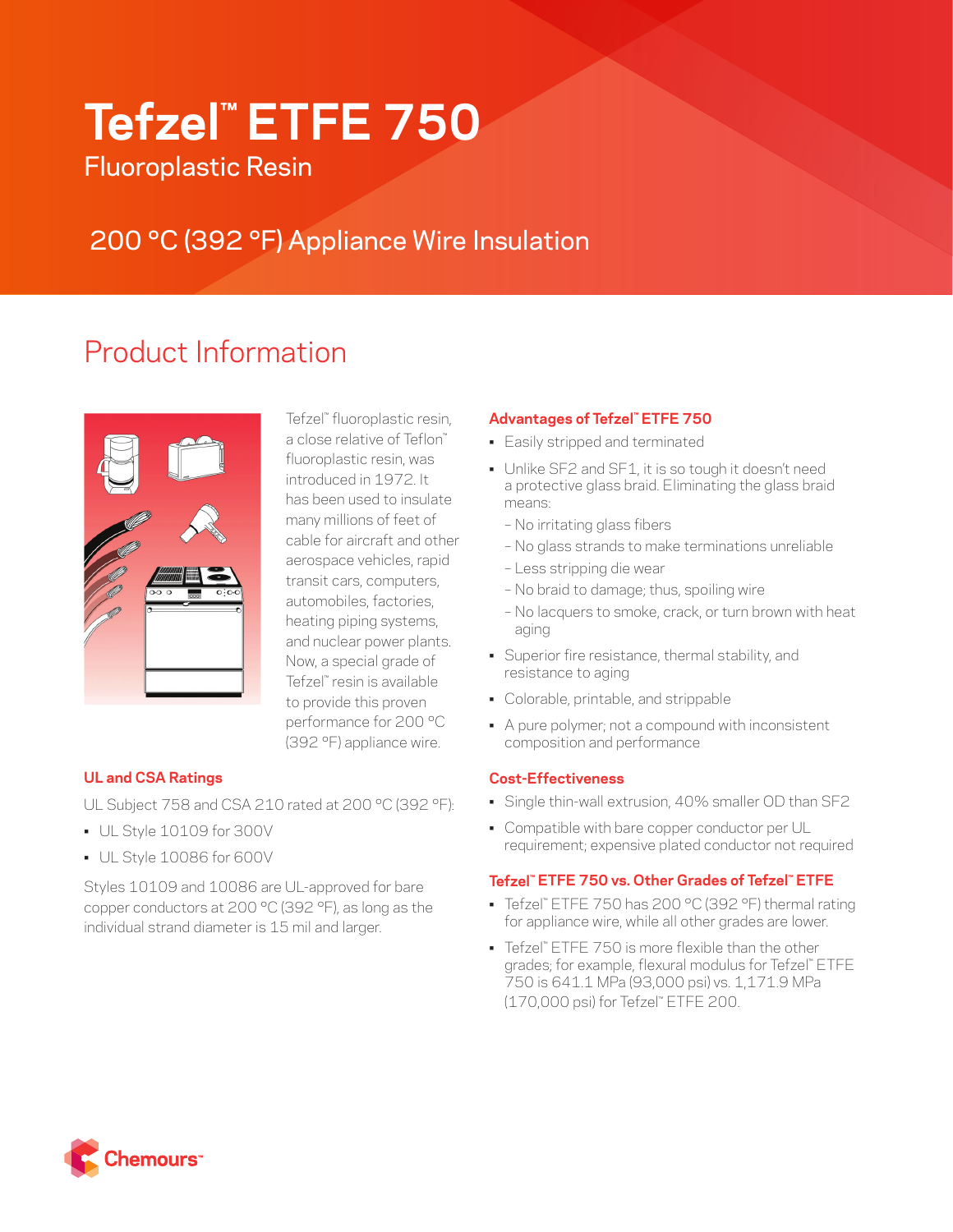# Tefzel™ ETFE 750

Fluoroplastic Resin

## 200 °C (392 °F) Appliance Wire Insulation

## Product Information

Tefzel™ fluoroplastic resin, a close relative of Teflon™ fluoroplastic resin, was introduced in 1972. It has been used to insulate many millions of feet of cable for aircraft and other aerospace vehicles, rapid transit cars, computers, automobiles, factories, heating piping systems, and nuclear power plants. Now, a special grade of Tefzel™ resin is available to provide this proven performance for 200 °C (392 °F) appliance wire.

### UL and CSA Ratings

UL Subject 758 and CSA 210 rated at 200 °C (392 °F):

- UL Style 10109 for 300V
- UL Style 10086 for 600V

Styles 10109 and 10086 are UL-approved for bare copper conductors at 200 °C (392 °F), as long as the individual strand diameter is 15 mil and larger.

### Advantages of Tefzel™ ETFE 750

- Easily stripped and terminated
- Unlike SF2 and SF1, it is so tough it doesn't need a protective glass braid. Eliminating the glass braid means:
  - No irritating glass fibers
  - No glass strands to make terminations unreliable
  - Less stripping die wear
  - No braid to damage; thus, spoiling wire
  - No lacquers to smoke, crack, or turn brown with heat aging
- Superior fire resistance, thermal stability, and resistance to aging
- Colorable, printable, and strippable
- A pure polymer; not a compound with inconsistent composition and performance

### Cost-Effectiveness

- Single thin-wall extrusion, 40% smaller OD than SF2
- Compatible with bare copper conductor per UL requirement; expensive plated conductor not required

### Tefzel™ ETFE 750 vs. Other Grades of Tefzel™ ETFE

- Tefzel™ ETFE 750 has 200 °C (392 °F) thermal rating for appliance wire, while all other grades are lower.
- Tefzel™ ETFE 750 is more flexible than the other grades; for example, flexural modulus for Tefzel™ ETFE 750 is 641.1 MPa (93,000 psi) vs. 1,171.9 MPa (170,000 psi) for Tefzel™ ETFE 200.

Chemours™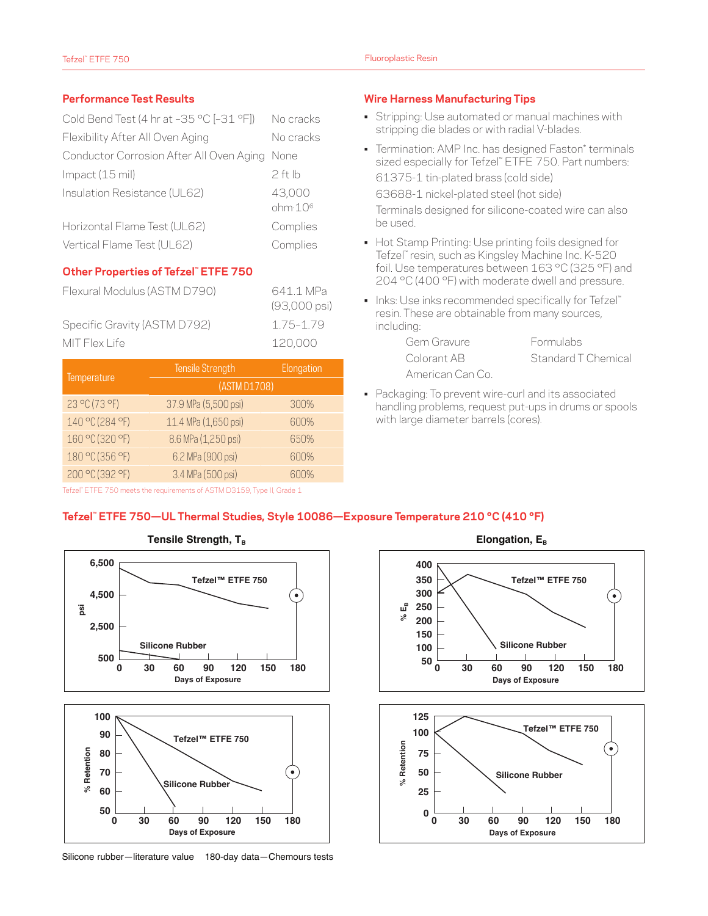## Performance Test Results

| | |
|---|---|
| Cold Bend Test (4 hr at −35 °C [−31 °F]) | No cracks |
| Flexibility After All Oven Aging | No cracks |
| Conductor Corrosion After All Oven Aging | None |
| Impact (15 mil) | 2 ft lb |
| Insulation Resistance (UL62) | 43,000 ohm·10[6] |
| Horizontal Flame Test (UL62) | Complies |
| Vertical Flame Test (UL62) | Complies |

## Other Properties of Tefzel™ ETFE 750

| | |
|---|---|
| Flexural Modulus (ASTM D790) | 641.1 MPa (93,000 psi) |
| Specific Gravity (ASTM D792) | 1.75–1.79 |
| MIT Flex Life | 120,000 |

| Temperature | Tensile Strength | Elongation |
|---|---|---|
| | (ASTM D1708) | |
| 23 °C (73 °F) | 37.9 MPa (5,500 psi) | 300% |
| 140 °C (284 °F) | 11.4 MPa (1,650 psi) | 600% |
| 160 °C (320 °F) | 8.6 MPa (1,250 psi) | 650% |
| 180 °C (356 °F) | 6.2 MPa (900 psi) | 600% |
| 200 °C (392 °F) | 3.4 MPa (500 psi) | 600% |

Tefzel™ ETFE 750 meets the requirements of ASTM D3159, Type II, Grade 1

## Wire Harness Manufacturing Tips

- Stripping: Use automated or manual machines with stripping die blades or with radial V-blades.
- Termination: AMP Inc. has designed Faston* terminals sized especially for Tefzel™ ETFE 750. Part numbers:
  61375-1 tin-plated brass (cold side)
  63688-1 nickel-plated steel (hot side)
  Terminals designed for silicone-coated wire can also be used.
- Hot Stamp Printing: Use printing foils designed for Tefzel™ resin, such as Kingsley Machine Inc. K-520 foil. Use temperatures between 163 °C (325 °F) and 204 °C (400 °F) with moderate dwell and pressure.
- Inks: Use inks recommended specifically for Tefzel™ resin. These are obtainable from many sources, including:
  - Gem Gravure
  - Colorant AB
  - American Can Co.
  - Formulabs
  - Standard T Chemical
- Packaging: To prevent wire-curl and its associated handling problems, request put-ups in drums or spools with large diameter barrels (cores).

## Tefzel™ ETFE 750—UL Thermal Studies, Style 10086—Exposure Temperature 210 °C (410 °F)

**Tensile Strength, $T_B$**

**Elongation, $E_B$**

Silicone rubber—literature value 180-day data—Chemours tests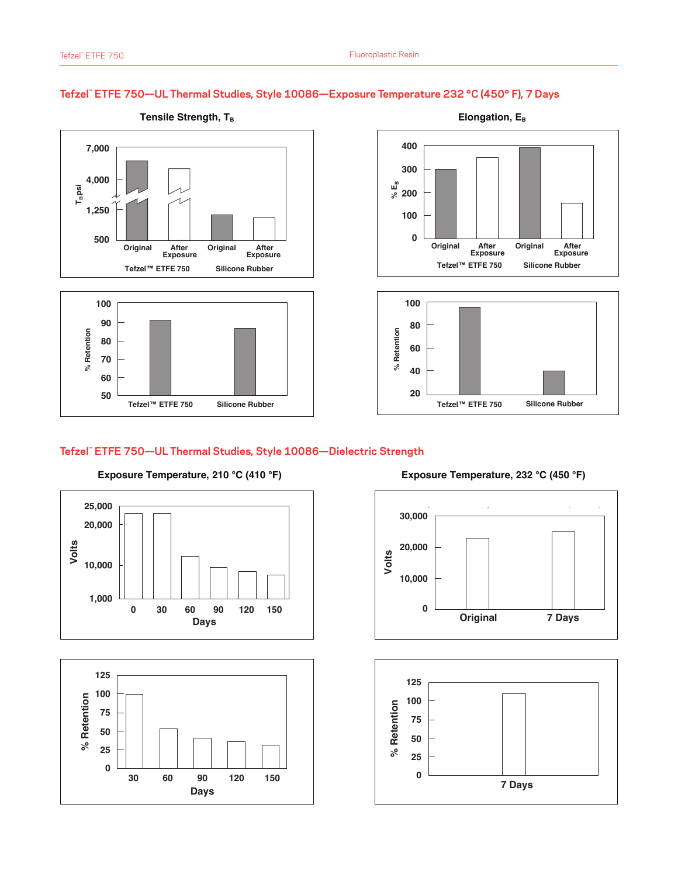## Tefzel™ ETFE 750—UL Thermal Studies, Style 10086—Exposure Temperature 232 °C (450° F), 7 Days

**Tensile Strength, $T_B$**

$T_B$ psi: 7,000; 4,000; 1,250; 500

Original | After Exposure | Original | After Exposure

Tefzel™ ETFE 750 | Silicone Rubber

% Retention: 100; 90; 80; 70; 60; 50

Tefzel™ ETFE 750 | Silicone Rubber

**Elongation, $E_B$**

% $E_B$: 400; 300; 200; 100; 0

Original | After Exposure | Original | After Exposure

Tefzel™ ETFE 750 | Silicone Rubber

% Retention: 100; 80; 60; 40; 20

Tefzel™ ETFE 750 | Silicone Rubber

## Tefzel™ ETFE 750—UL Thermal Studies, Style 10086—Dielectric Strength

**Exposure Temperature, 210 °C (410 °F)**

Volts: 25,000; 20,000; 10,000; 1,000

Days: 0; 30; 60; 90; 120; 150

% Retention: 125; 100; 75; 50; 25; 0

Days: 30; 60; 90; 120; 150

**Exposure Temperature, 232 °C (450 °F)**

Volts: 30,000; 20,000; 10,000; 0

Original | 7 Days

% Retention: 125; 100; 75; 50; 25; 0

7 Days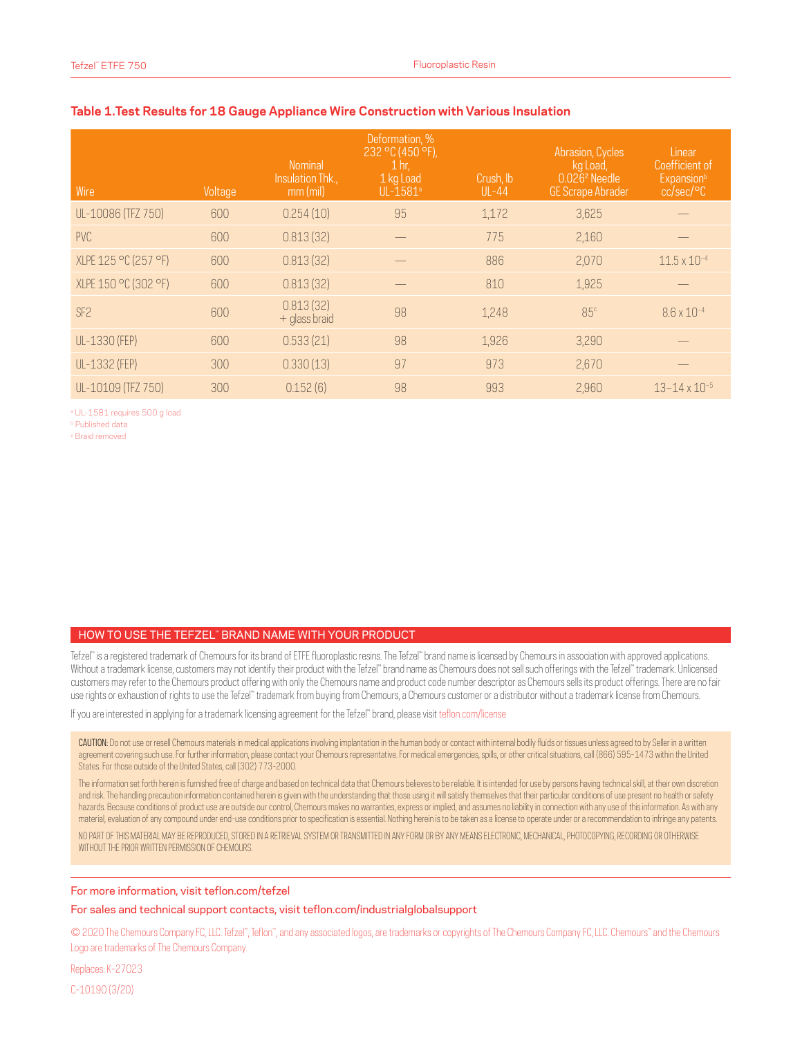### Table 1. Test Results for 18 Gauge Appliance Wire Construction with Various Insulation

| Wire | Voltage | Nominal Insulation Thk., mm (mil) | Deformation, % 232 °C (450 °F), 1 hr, 1 kg Load UL-1581[a] | Crush, lb UL-44 | Abrasion, Cycles kg Load, $0.026^2$ Needle GE Scrape Abrader | Linear Coefficient of Expansion[b] cc/sec/°C |
|---|---|---|---|---|---|---|
| UL-10086 (TFZ 750) | 600 | 0.254 (10) | 95 | 1,172 | 3,625 | — |
| PVC | 600 | 0.813 (32) | — | 775 | 2,160 | — |
| XLPE 125 °C (257 °F) | 600 | 0.813 (32) | — | 886 | 2,070 | $11.5 \times 10^{-4}$ |
| XLPE 150 °C (302 °F) | 600 | 0.813 (32) | — | 810 | 1,925 | — |
| SF2 | 600 | 0.813 (32) + glass braid | 98 | 1,248 | 85[c] | $8.6 \times 10^{-4}$ |
| UL-1330 (FEP) | 600 | 0.533 (21) | 98 | 1,926 | 3,290 | — |
| UL-1332 (FEP) | 300 | 0.330 (13) | 97 | 973 | 2,670 | — |
| UL-10109 (TFZ 750) | 300 | 0.152 (6) | 98 | 993 | 2,960 | $13–14 \times 10^{-5}$ |

[a] UL-1581 requires 500 g load
[b] Published data
[c] Braid removed

## HOW TO USE THE TEFZEL™ BRAND NAME WITH YOUR PRODUCT

Tefzel™ is a registered trademark of Chemours for its brand of ETFE fluoroplastic resins. The Tefzel™ brand name is licensed by Chemours in association with approved applications. Without a trademark license, customers may not identify their product with the Tefzel™ brand name as Chemours does not sell such offerings with the Tefzel™ trademark. Unlicensed customers may refer to the Chemours product offering with only the Chemours name and product code number descriptor as Chemours sells its product offerings. There are no fair use rights or exhaustion of rights to use the Tefzel™ trademark from buying from Chemours, a Chemours customer or a distributor without a trademark license from Chemours.

If you are interested in applying for a trademark licensing agreement for the Tefzel™ brand, please visit teflon.com/license

**CAUTION:** Do not use or resell Chemours materials in medical applications involving implantation in the human body or contact with internal bodily fluids or tissues unless agreed to by Seller in a written agreement covering such use. For further information, please contact your Chemours representative. For medical emergencies, spills, or other critical situations, call (866) 595-1473 within the United States. For those outside of the United States, call (302) 773-2000.

The information set forth herein is furnished free of charge and based on technical data that Chemours believes to be reliable. It is intended for use by persons having technical skill, at their own discretion and risk. The handling precaution information contained herein is given with the understanding that those using it will satisfy themselves that their particular conditions of use present no health or safety hazards. Because conditions of product use are outside our control, Chemours makes no warranties, express or implied, and assumes no liability in connection with any use of this information. As with any material, evaluation of any compound under end-use conditions prior to specification is essential. Nothing herein is to be taken as a license to operate under or a recommendation to infringe any patents.

NO PART OF THIS MATERIAL MAY BE REPRODUCED, STORED IN A RETRIEVAL SYSTEM OR TRANSMITTED IN ANY FORM OR BY ANY MEANS ELECTRONIC, MECHANICAL, PHOTOCOPYING, RECORDING OR OTHERWISE WITHOUT THE PRIOR WRITTEN PERMISSION OF CHEMOURS.

For more information, visit teflon.com/tefzel

For sales and technical support contacts, visit teflon.com/industrialglobalsupport

© 2020 The Chemours Company FC, LLC. Tefzel™, Teflon™, and any associated logos, are trademarks or copyrights of The Chemours Company FC, LLC. Chemours™ and the Chemours Logo are trademarks of The Chemours Company.

Replaces: K-27023

C-10190 (3/20)